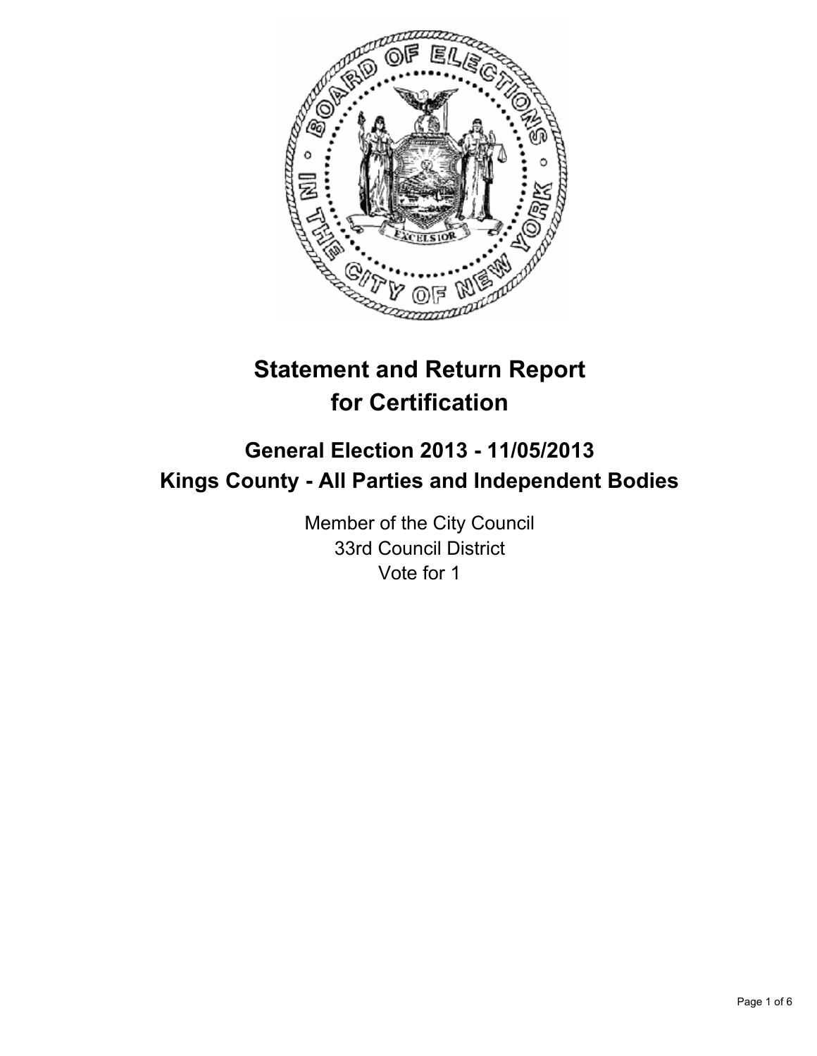# Statement and Return Report for Certification

## General Election 2013 - 11/05/2013
## Kings County - All Parties and Independent Bodies

Member of the City Council
33rd Council District
Vote for 1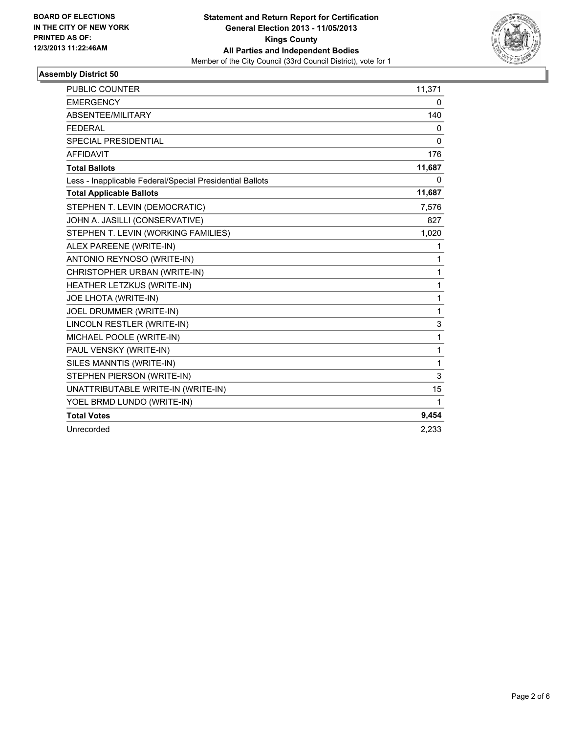BOARD OF ELECTIONS
IN THE CITY OF NEW YORK
PRINTED AS OF:
12/3/2013 11:22:46AM

**Statement and Return Report for Certification**
**General Election 2013 - 11/05/2013**
**Kings County**
**All Parties and Independent Bodies**
Member of the City Council (33rd Council District), vote for 1

## Assembly District 50

| | |
|---|---|
| PUBLIC COUNTER | 11,371 |
| EMERGENCY | 0 |
| ABSENTEE/MILITARY | 140 |
| FEDERAL | 0 |
| SPECIAL PRESIDENTIAL | 0 |
| AFFIDAVIT | 176 |
| **Total Ballots** | **11,687** |
| Less - Inapplicable Federal/Special Presidential Ballots | 0 |
| **Total Applicable Ballots** | **11,687** |
| STEPHEN T. LEVIN (DEMOCRATIC) | 7,576 |
| JOHN A. JASILLI (CONSERVATIVE) | 827 |
| STEPHEN T. LEVIN (WORKING FAMILIES) | 1,020 |
| ALEX PAREENE (WRITE-IN) | 1 |
| ANTONIO REYNOSO (WRITE-IN) | 1 |
| CHRISTOPHER URBAN (WRITE-IN) | 1 |
| HEATHER LETZKUS (WRITE-IN) | 1 |
| JOE LHOTA (WRITE-IN) | 1 |
| JOEL DRUMMER (WRITE-IN) | 1 |
| LINCOLN RESTLER (WRITE-IN) | 3 |
| MICHAEL POOLE (WRITE-IN) | 1 |
| PAUL VENSKY (WRITE-IN) | 1 |
| SILES MANNTIS (WRITE-IN) | 1 |
| STEPHEN PIERSON (WRITE-IN) | 3 |
| UNATTRIBUTABLE WRITE-IN (WRITE-IN) | 15 |
| YOEL BRMD LUNDO (WRITE-IN) | 1 |
| **Total Votes** | **9,454** |
| Unrecorded | 2,233 |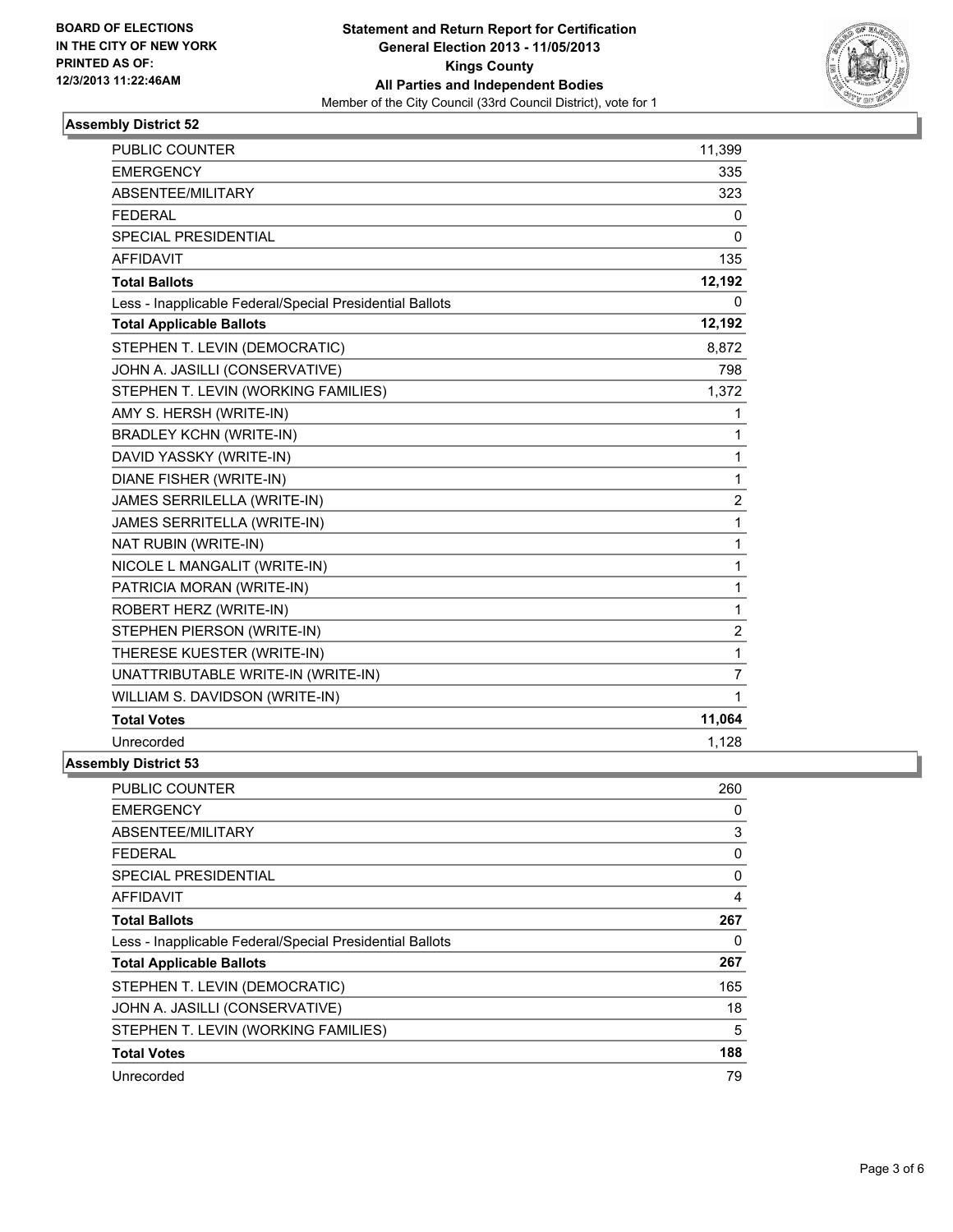BOARD OF ELECTIONS
IN THE CITY OF NEW YORK
PRINTED AS OF:
12/3/2013 11:22:46AM

**Statement and Return Report for Certification**
**General Election 2013 - 11/05/2013**
**Kings County**
**All Parties and Independent Bodies**
Member of the City Council (33rd Council District), vote for 1

### Assembly District 52

| | |
|---|---|
| PUBLIC COUNTER | 11,399 |
| EMERGENCY | 335 |
| ABSENTEE/MILITARY | 323 |
| FEDERAL | 0 |
| SPECIAL PRESIDENTIAL | 0 |
| AFFIDAVIT | 135 |
| **Total Ballots** | **12,192** |
| Less - Inapplicable Federal/Special Presidential Ballots | 0 |
| **Total Applicable Ballots** | **12,192** |
| STEPHEN T. LEVIN (DEMOCRATIC) | 8,872 |
| JOHN A. JASILLI (CONSERVATIVE) | 798 |
| STEPHEN T. LEVIN (WORKING FAMILIES) | 1,372 |
| AMY S. HERSH (WRITE-IN) | 1 |
| BRADLEY KCHN (WRITE-IN) | 1 |
| DAVID YASSKY (WRITE-IN) | 1 |
| DIANE FISHER (WRITE-IN) | 1 |
| JAMES SERRILELLA (WRITE-IN) | 2 |
| JAMES SERRITELLA (WRITE-IN) | 1 |
| NAT RUBIN (WRITE-IN) | 1 |
| NICOLE L MANGALIT (WRITE-IN) | 1 |
| PATRICIA MORAN (WRITE-IN) | 1 |
| ROBERT HERZ (WRITE-IN) | 1 |
| STEPHEN PIERSON (WRITE-IN) | 2 |
| THERESE KUESTER (WRITE-IN) | 1 |
| UNATTRIBUTABLE WRITE-IN (WRITE-IN) | 7 |
| WILLIAM S. DAVIDSON (WRITE-IN) | 1 |
| **Total Votes** | **11,064** |
| Unrecorded | 1,128 |

### Assembly District 53

| | |
|---|---|
| PUBLIC COUNTER | 260 |
| EMERGENCY | 0 |
| ABSENTEE/MILITARY | 3 |
| FEDERAL | 0 |
| SPECIAL PRESIDENTIAL | 0 |
| AFFIDAVIT | 4 |
| **Total Ballots** | **267** |
| Less - Inapplicable Federal/Special Presidential Ballots | 0 |
| **Total Applicable Ballots** | **267** |
| STEPHEN T. LEVIN (DEMOCRATIC) | 165 |
| JOHN A. JASILLI (CONSERVATIVE) | 18 |
| STEPHEN T. LEVIN (WORKING FAMILIES) | 5 |
| **Total Votes** | **188** |
| Unrecorded | 79 |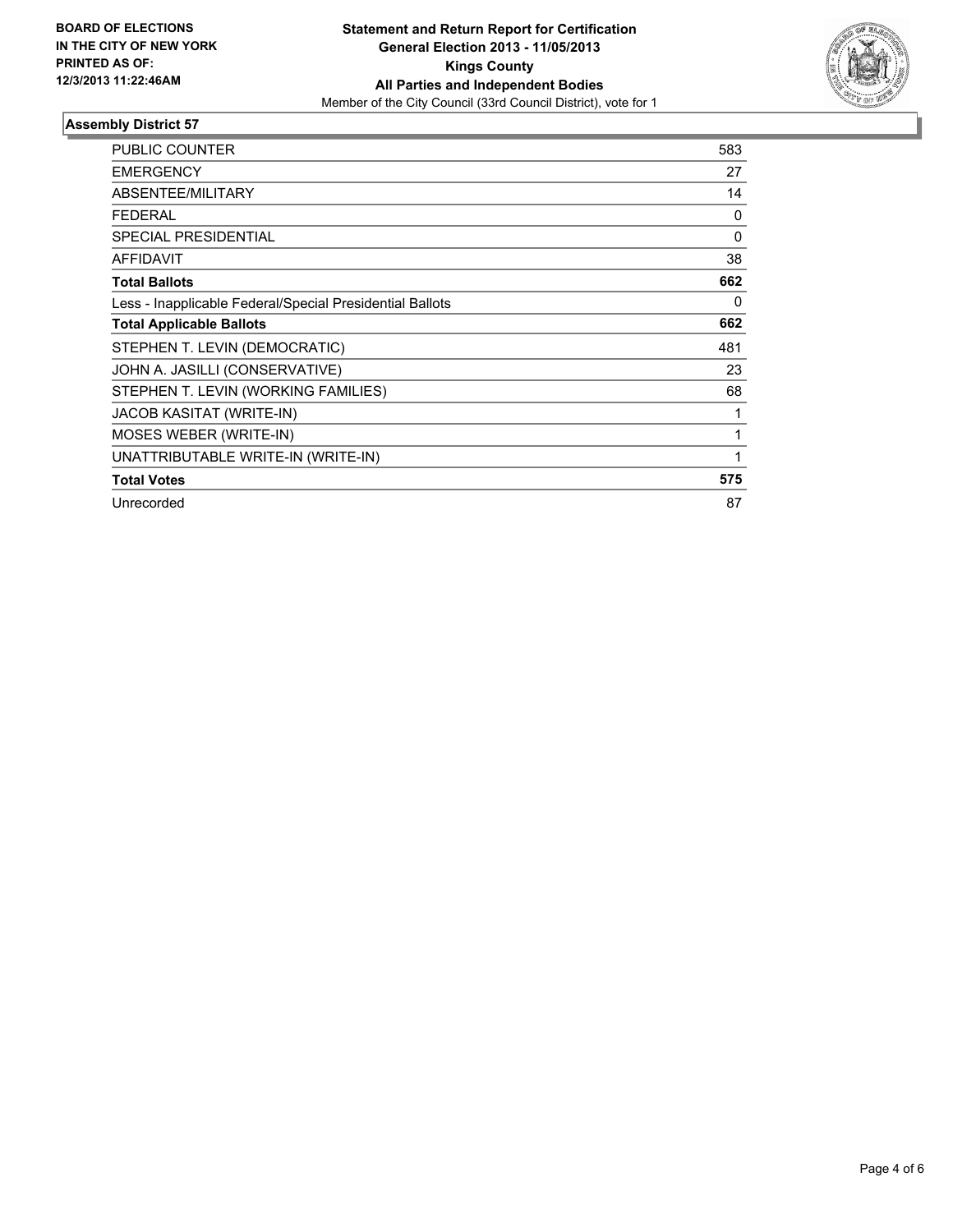**BOARD OF ELECTIONS IN THE CITY OF NEW YORK PRINTED AS OF: 12/3/2013 11:22:46AM**

**Statement and Return Report for Certification**
**General Election 2013 - 11/05/2013**
**Kings County**
**All Parties and Independent Bodies**
Member of the City Council (33rd Council District), vote for 1

### Assembly District 57

| | |
|---|---|
| PUBLIC COUNTER | 583 |
| EMERGENCY | 27 |
| ABSENTEE/MILITARY | 14 |
| FEDERAL | 0 |
| SPECIAL PRESIDENTIAL | 0 |
| AFFIDAVIT | 38 |
| **Total Ballots** | **662** |
| Less - Inapplicable Federal/Special Presidential Ballots | 0 |
| **Total Applicable Ballots** | **662** |
| STEPHEN T. LEVIN (DEMOCRATIC) | 481 |
| JOHN A. JASILLI (CONSERVATIVE) | 23 |
| STEPHEN T. LEVIN (WORKING FAMILIES) | 68 |
| JACOB KASITAT (WRITE-IN) | 1 |
| MOSES WEBER (WRITE-IN) | 1 |
| UNATTRIBUTABLE WRITE-IN (WRITE-IN) | 1 |
| **Total Votes** | **575** |
| Unrecorded | 87 |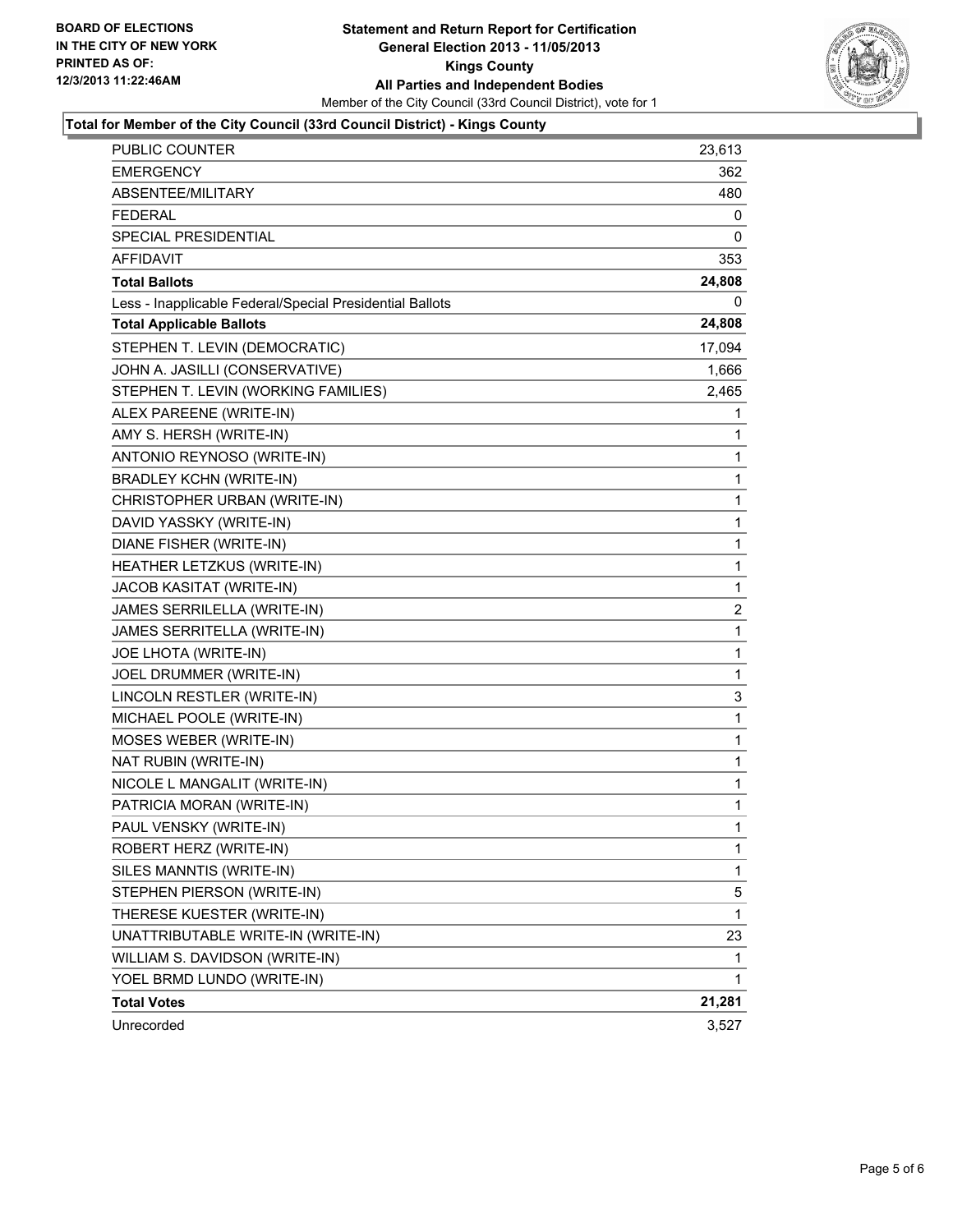**BOARD OF ELECTIONS IN THE CITY OF NEW YORK PRINTED AS OF: 12/3/2013 11:22:46AM**

**Statement and Return Report for Certification General Election 2013 - 11/05/2013 Kings County All Parties and Independent Bodies**

Member of the City Council (33rd Council District), vote for 1

### Total for Member of the City Council (33rd Council District) - Kings County

| | |
|---|---|
| PUBLIC COUNTER | 23,613 |
| EMERGENCY | 362 |
| ABSENTEE/MILITARY | 480 |
| FEDERAL | 0 |
| SPECIAL PRESIDENTIAL | 0 |
| AFFIDAVIT | 353 |
| **Total Ballots** | **24,808** |
| Less - Inapplicable Federal/Special Presidential Ballots | 0 |
| **Total Applicable Ballots** | **24,808** |
| STEPHEN T. LEVIN (DEMOCRATIC) | 17,094 |
| JOHN A. JASILLI (CONSERVATIVE) | 1,666 |
| STEPHEN T. LEVIN (WORKING FAMILIES) | 2,465 |
| ALEX PAREENE (WRITE-IN) | 1 |
| AMY S. HERSH (WRITE-IN) | 1 |
| ANTONIO REYNOSO (WRITE-IN) | 1 |
| BRADLEY KCHN (WRITE-IN) | 1 |
| CHRISTOPHER URBAN (WRITE-IN) | 1 |
| DAVID YASSKY (WRITE-IN) | 1 |
| DIANE FISHER (WRITE-IN) | 1 |
| HEATHER LETZKUS (WRITE-IN) | 1 |
| JACOB KASITAT (WRITE-IN) | 1 |
| JAMES SERRILELLA (WRITE-IN) | 2 |
| JAMES SERRITELLA (WRITE-IN) | 1 |
| JOE LHOTA (WRITE-IN) | 1 |
| JOEL DRUMMER (WRITE-IN) | 1 |
| LINCOLN RESTLER (WRITE-IN) | 3 |
| MICHAEL POOLE (WRITE-IN) | 1 |
| MOSES WEBER (WRITE-IN) | 1 |
| NAT RUBIN (WRITE-IN) | 1 |
| NICOLE L MANGALIT (WRITE-IN) | 1 |
| PATRICIA MORAN (WRITE-IN) | 1 |
| PAUL VENSKY (WRITE-IN) | 1 |
| ROBERT HERZ (WRITE-IN) | 1 |
| SILES MANNTIS (WRITE-IN) | 1 |
| STEPHEN PIERSON (WRITE-IN) | 5 |
| THERESE KUESTER (WRITE-IN) | 1 |
| UNATTRIBUTABLE WRITE-IN (WRITE-IN) | 23 |
| WILLIAM S. DAVIDSON (WRITE-IN) | 1 |
| YOEL BRMD LUNDO (WRITE-IN) | 1 |
| **Total Votes** | **21,281** |
| Unrecorded | 3,527 |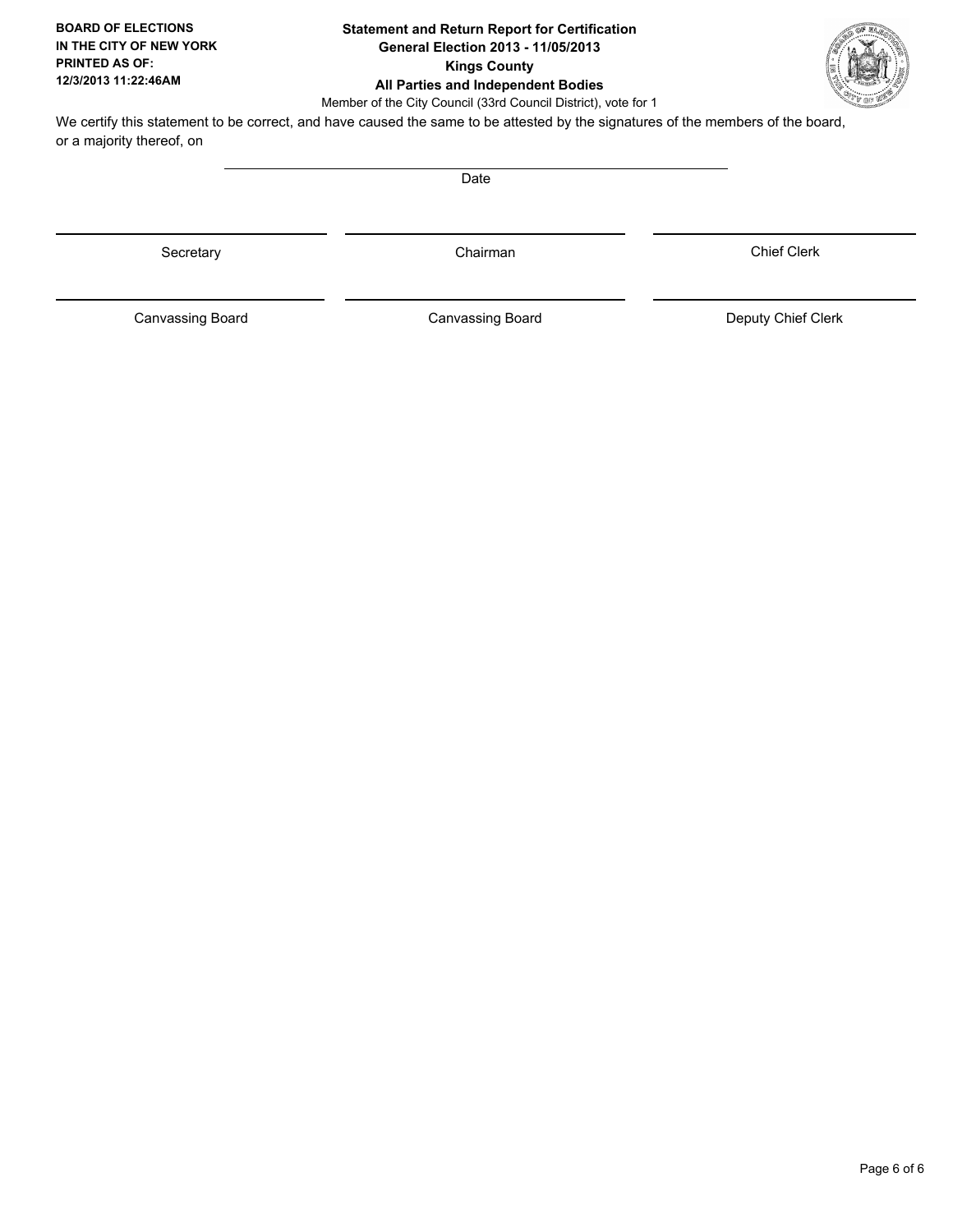**BOARD OF ELECTIONS**
**IN THE CITY OF NEW YORK**
**PRINTED AS OF:**
**12/3/2013 11:22:46AM**

**Statement and Return Report for Certification**
**General Election 2013 - 11/05/2013**
**Kings County**
**All Parties and Independent Bodies**
Member of the City Council (33rd Council District), vote for 1

We certify this statement to be correct, and have caused the same to be attested by the signatures of the members of the board, or a majority thereof, on

Date

| | | |
|---|---|---|
| Secretary | Chairman | Chief Clerk |
| Canvassing Board | Canvassing Board | Deputy Chief Clerk |